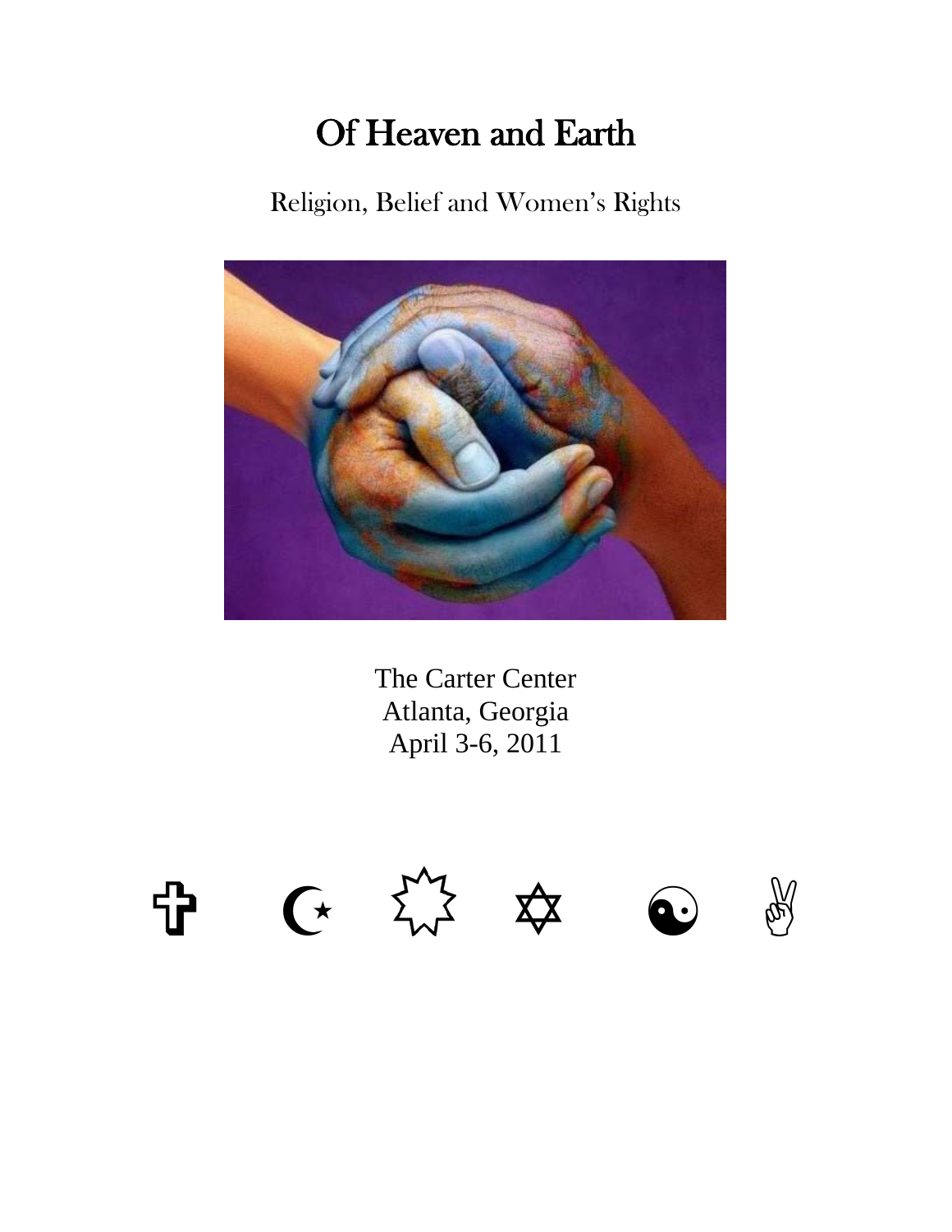# Of Heaven and Earth

## Religion, Belief and Women's Rights

The Carter Center
Atlanta, Georgia
April 3-6, 2011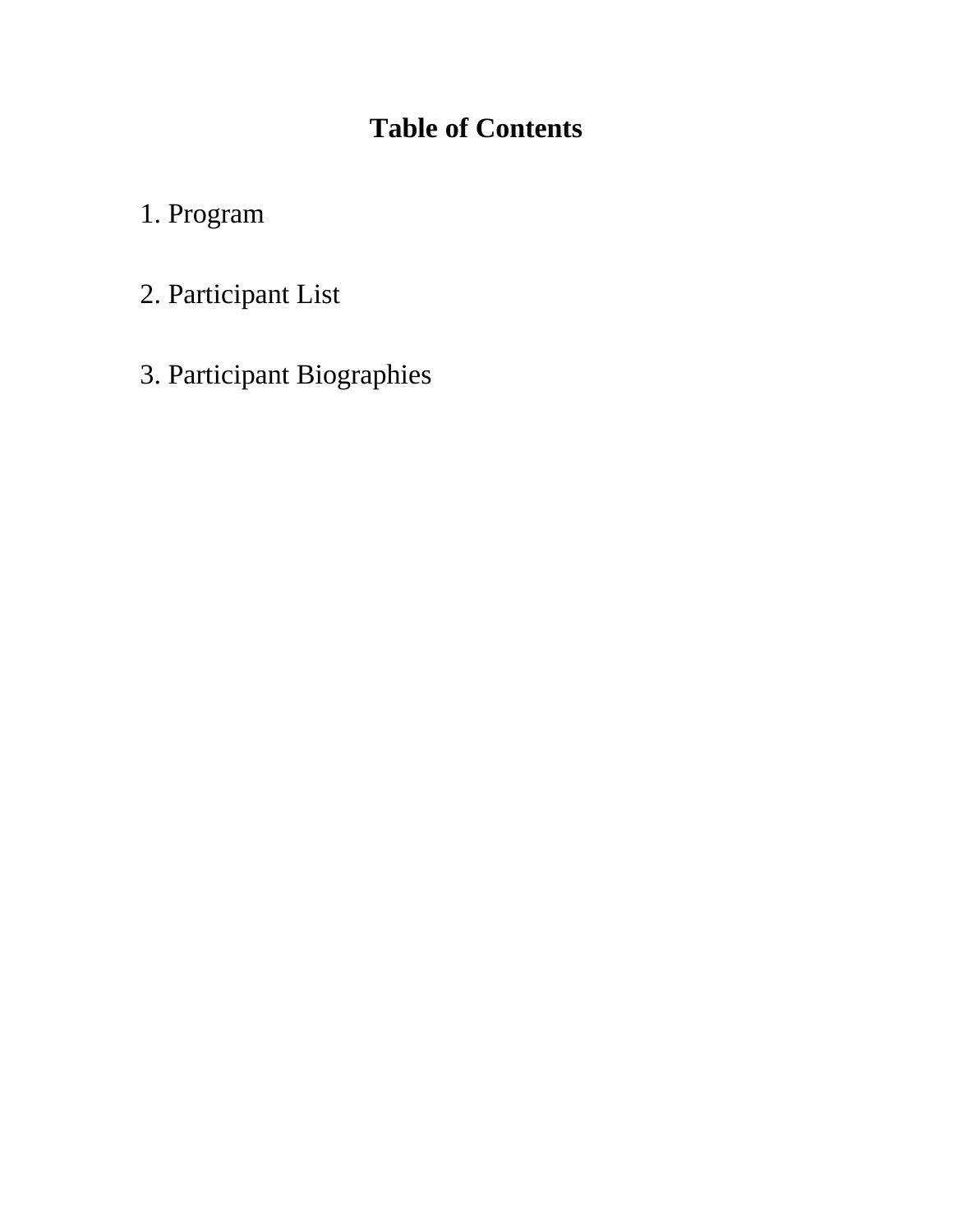# Table of Contents

1. Program

2. Participant List

3. Participant Biographies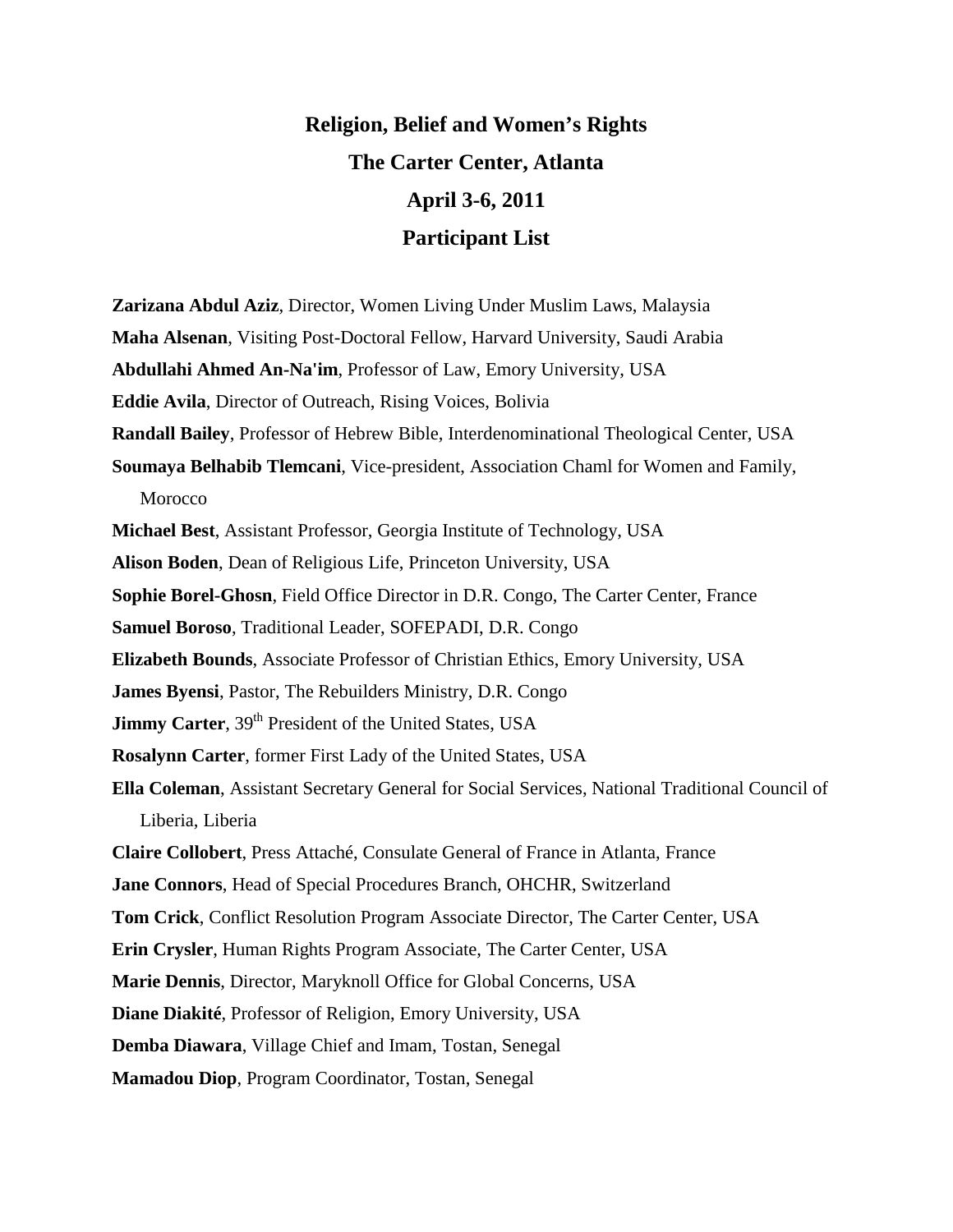# Religion, Belief and Women's Rights

## The Carter Center, Atlanta

## April 3-6, 2011

## Participant List

**Zarizana Abdul Aziz**, Director, Women Living Under Muslim Laws, Malaysia

**Maha Alsenan**, Visiting Post-Doctoral Fellow, Harvard University, Saudi Arabia

**Abdullahi Ahmed An-Na'im**, Professor of Law, Emory University, USA

**Eddie Avila**, Director of Outreach, Rising Voices, Bolivia

**Randall Bailey**, Professor of Hebrew Bible, Interdenominational Theological Center, USA

**Soumaya Belhabib Tlemcani**, Vice-president, Association Chaml for Women and Family, Morocco

**Michael Best**, Assistant Professor, Georgia Institute of Technology, USA

**Alison Boden**, Dean of Religious Life, Princeton University, USA

**Sophie Borel-Ghosn**, Field Office Director in D.R. Congo, The Carter Center, France

**Samuel Boroso**, Traditional Leader, SOFEPADI, D.R. Congo

**Elizabeth Bounds**, Associate Professor of Christian Ethics, Emory University, USA

**James Byensi**, Pastor, The Rebuilders Ministry, D.R. Congo

**Jimmy Carter**, 39th President of the United States, USA

**Rosalynn Carter**, former First Lady of the United States, USA

**Ella Coleman**, Assistant Secretary General for Social Services, National Traditional Council of Liberia, Liberia

**Claire Collobert**, Press Attaché, Consulate General of France in Atlanta, France

**Jane Connors**, Head of Special Procedures Branch, OHCHR, Switzerland

**Tom Crick**, Conflict Resolution Program Associate Director, The Carter Center, USA

**Erin Crysler**, Human Rights Program Associate, The Carter Center, USA

**Marie Dennis**, Director, Maryknoll Office for Global Concerns, USA

**Diane Diakité**, Professor of Religion, Emory University, USA

**Demba Diawara**, Village Chief and Imam, Tostan, Senegal

**Mamadou Diop**, Program Coordinator, Tostan, Senegal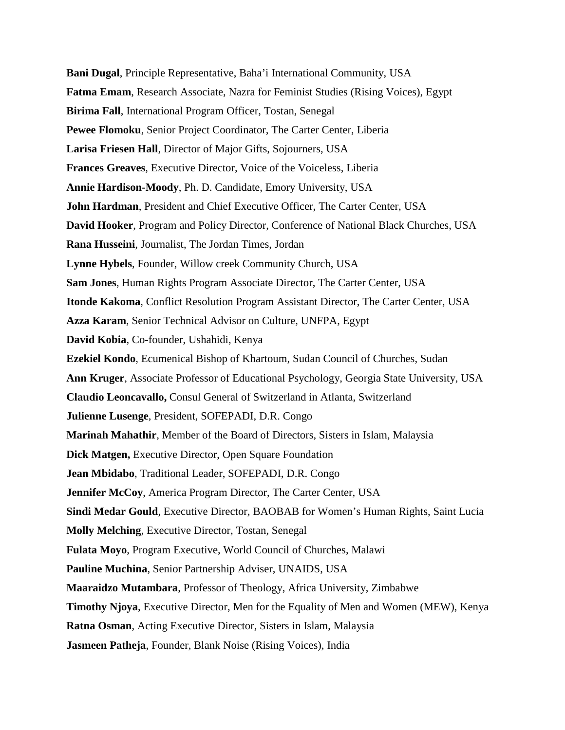**Bani Dugal**, Principle Representative, Baha'i International Community, USA

**Fatma Emam**, Research Associate, Nazra for Feminist Studies (Rising Voices), Egypt

**Birima Fall**, International Program Officer, Tostan, Senegal

**Pewee Flomoku**, Senior Project Coordinator, The Carter Center, Liberia

**Larisa Friesen Hall**, Director of Major Gifts, Sojourners, USA

**Frances Greaves**, Executive Director, Voice of the Voiceless, Liberia

**Annie Hardison-Moody**, Ph. D. Candidate, Emory University, USA

**John Hardman**, President and Chief Executive Officer, The Carter Center, USA

**David Hooker**, Program and Policy Director, Conference of National Black Churches, USA

**Rana Husseini**, Journalist, The Jordan Times, Jordan

**Lynne Hybels**, Founder, Willow creek Community Church, USA

**Sam Jones**, Human Rights Program Associate Director, The Carter Center, USA

**Itonde Kakoma**, Conflict Resolution Program Assistant Director, The Carter Center, USA

**Azza Karam**, Senior Technical Advisor on Culture, UNFPA, Egypt

**David Kobia**, Co-founder, Ushahidi, Kenya

**Ezekiel Kondo**, Ecumenical Bishop of Khartoum, Sudan Council of Churches, Sudan

**Ann Kruger**, Associate Professor of Educational Psychology, Georgia State University, USA

**Claudio Leoncavallo,** Consul General of Switzerland in Atlanta, Switzerland

**Julienne Lusenge**, President, SOFEPADI, D.R. Congo

**Marinah Mahathir**, Member of the Board of Directors, Sisters in Islam, Malaysia

**Dick Matgen,** Executive Director, Open Square Foundation

**Jean Mbidabo**, Traditional Leader, SOFEPADI, D.R. Congo

**Jennifer McCoy**, America Program Director, The Carter Center, USA

**Sindi Medar Gould**, Executive Director, BAOBAB for Women's Human Rights, Saint Lucia

**Molly Melching**, Executive Director, Tostan, Senegal

**Fulata Moyo**, Program Executive, World Council of Churches, Malawi

**Pauline Muchina**, Senior Partnership Adviser, UNAIDS, USA

**Maaraidzo Mutambara**, Professor of Theology, Africa University, Zimbabwe

**Timothy Njoya**, Executive Director, Men for the Equality of Men and Women (MEW), Kenya

**Ratna Osman**, Acting Executive Director, Sisters in Islam, Malaysia

**Jasmeen Patheja**, Founder, Blank Noise (Rising Voices), India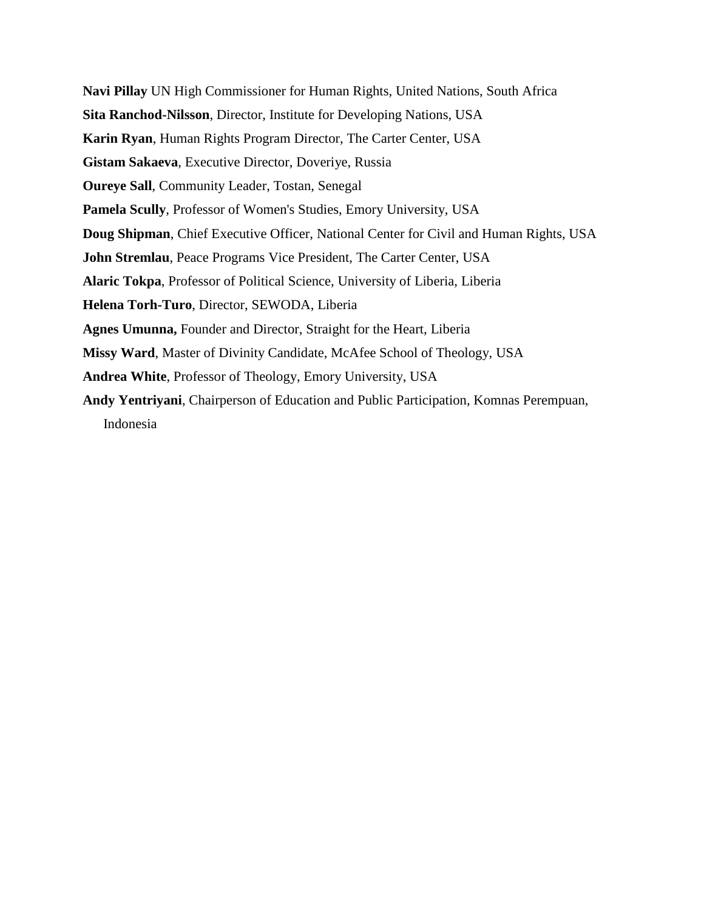**Navi Pillay** UN High Commissioner for Human Rights, United Nations, South Africa

**Sita Ranchod-Nilsson**, Director, Institute for Developing Nations, USA

**Karin Ryan**, Human Rights Program Director, The Carter Center, USA

**Gistam Sakaeva**, Executive Director, Doveriye, Russia

**Oureye Sall**, Community Leader, Tostan, Senegal

**Pamela Scully**, Professor of Women's Studies, Emory University, USA

**Doug Shipman**, Chief Executive Officer, National Center for Civil and Human Rights, USA

**John Stremlau**, Peace Programs Vice President, The Carter Center, USA

**Alaric Tokpa**, Professor of Political Science, University of Liberia, Liberia

**Helena Torh-Turo**, Director, SEWODA, Liberia

**Agnes Umunna,** Founder and Director, Straight for the Heart, Liberia

**Missy Ward**, Master of Divinity Candidate, McAfee School of Theology, USA

**Andrea White**, Professor of Theology, Emory University, USA

**Andy Yentriyani**, Chairperson of Education and Public Participation, Komnas Perempuan, Indonesia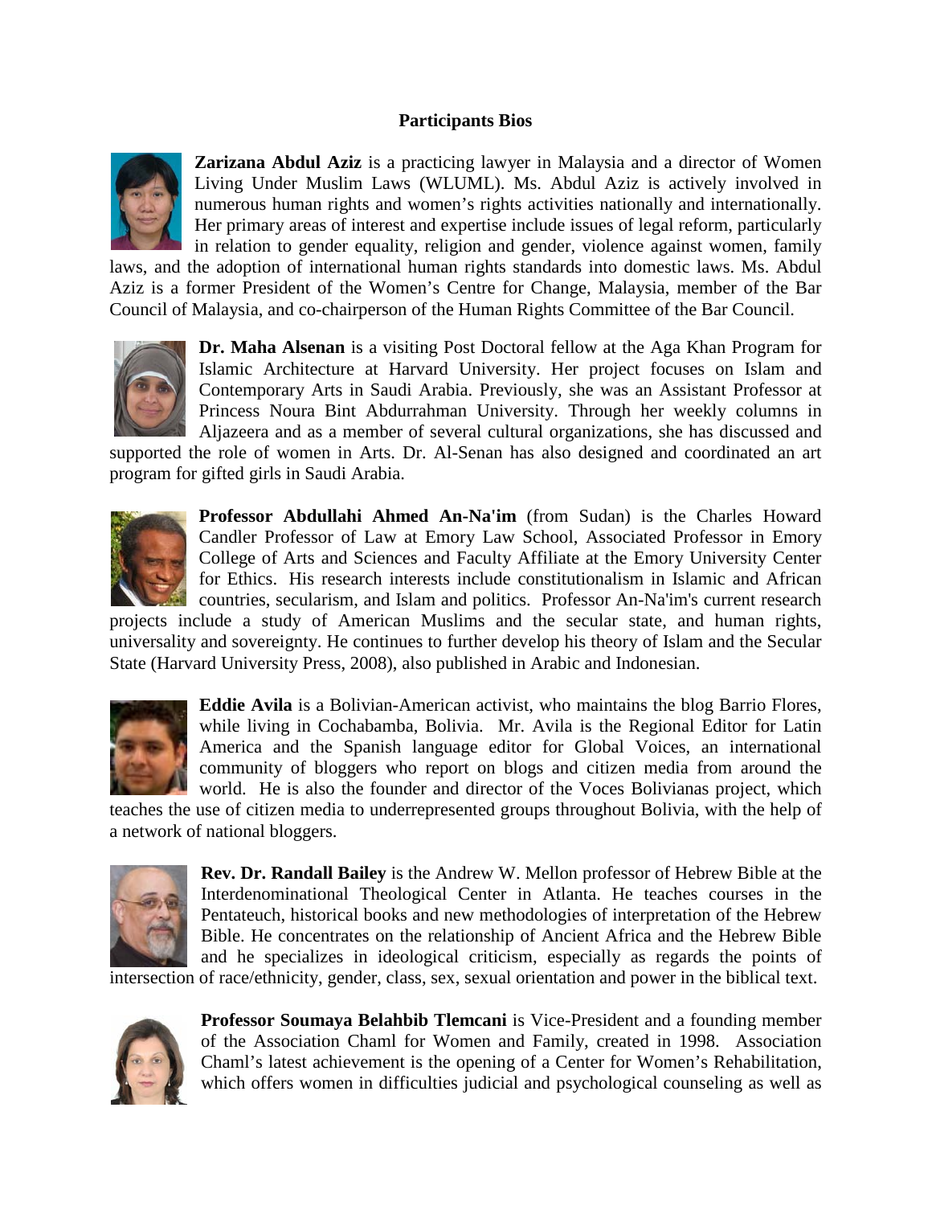## Participants Bios

**Zarizana Abdul Aziz** is a practicing lawyer in Malaysia and a director of Women Living Under Muslim Laws (WLUML). Ms. Abdul Aziz is actively involved in numerous human rights and women's rights activities nationally and internationally. Her primary areas of interest and expertise include issues of legal reform, particularly in relation to gender equality, religion and gender, violence against women, family laws, and the adoption of international human rights standards into domestic laws. Ms. Abdul Aziz is a former President of the Women's Centre for Change, Malaysia, member of the Bar Council of Malaysia, and co-chairperson of the Human Rights Committee of the Bar Council.

**Dr. Maha Alsenan** is a visiting Post Doctoral fellow at the Aga Khan Program for Islamic Architecture at Harvard University. Her project focuses on Islam and Contemporary Arts in Saudi Arabia. Previously, she was an Assistant Professor at Princess Noura Bint Abdurrahman University. Through her weekly columns in Aljazeera and as a member of several cultural organizations, she has discussed and supported the role of women in Arts. Dr. Al-Senan has also designed and coordinated an art program for gifted girls in Saudi Arabia.

**Professor Abdullahi Ahmed An-Na'im** (from Sudan) is the Charles Howard Candler Professor of Law at Emory Law School, Associated Professor in Emory College of Arts and Sciences and Faculty Affiliate at the Emory University Center for Ethics. His research interests include constitutionalism in Islamic and African countries, secularism, and Islam and politics. Professor An-Na'im's current research projects include a study of American Muslims and the secular state, and human rights, universality and sovereignty. He continues to further develop his theory of Islam and the Secular State (Harvard University Press, 2008), also published in Arabic and Indonesian.

**Eddie Avila** is a Bolivian-American activist, who maintains the blog Barrio Flores, while living in Cochabamba, Bolivia. Mr. Avila is the Regional Editor for Latin America and the Spanish language editor for Global Voices, an international community of bloggers who report on blogs and citizen media from around the world. He is also the founder and director of the Voces Bolivianas project, which teaches the use of citizen media to underrepresented groups throughout Bolivia, with the help of a network of national bloggers.

**Rev. Dr. Randall Bailey** is the Andrew W. Mellon professor of Hebrew Bible at the Interdenominational Theological Center in Atlanta. He teaches courses in the Pentateuch, historical books and new methodologies of interpretation of the Hebrew Bible. He concentrates on the relationship of Ancient Africa and the Hebrew Bible and he specializes in ideological criticism, especially as regards the points of intersection of race/ethnicity, gender, class, sex, sexual orientation and power in the biblical text.

**Professor Soumaya Belahbib Tlemcani** is Vice-President and a founding member of the Association Chaml for Women and Family, created in 1998. Association Chaml's latest achievement is the opening of a Center for Women's Rehabilitation, which offers women in difficulties judicial and psychological counseling as well as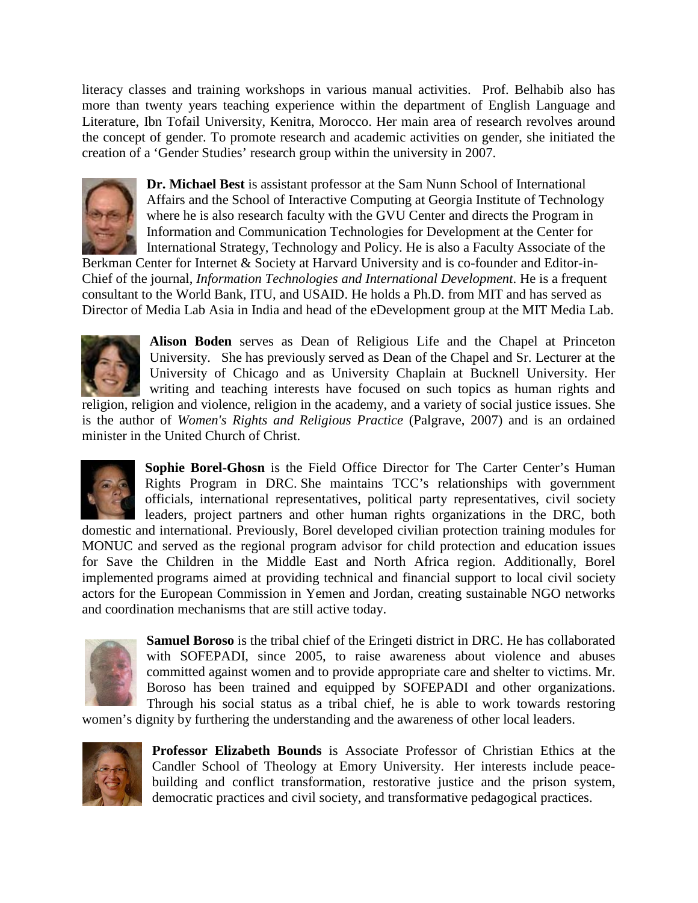literacy classes and training workshops in various manual activities. Prof. Belhabib also has more than twenty years teaching experience within the department of English Language and Literature, Ibn Tofail University, Kenitra, Morocco. Her main area of research revolves around the concept of gender. To promote research and academic activities on gender, she initiated the creation of a 'Gender Studies' research group within the university in 2007.

**Dr. Michael Best** is assistant professor at the Sam Nunn School of International Affairs and the School of Interactive Computing at Georgia Institute of Technology where he is also research faculty with the GVU Center and directs the Program in Information and Communication Technologies for Development at the Center for International Strategy, Technology and Policy. He is also a Faculty Associate of the Berkman Center for Internet & Society at Harvard University and is co-founder and Editor-in-Chief of the journal, *Information Technologies and International Development*. He is a frequent consultant to the World Bank, ITU, and USAID. He holds a Ph.D. from MIT and has served as Director of Media Lab Asia in India and head of the eDevelopment group at the MIT Media Lab.

**Alison Boden** serves as Dean of Religious Life and the Chapel at Princeton University. She has previously served as Dean of the Chapel and Sr. Lecturer at the University of Chicago and as University Chaplain at Bucknell University. Her writing and teaching interests have focused on such topics as human rights and religion, religion and violence, religion in the academy, and a variety of social justice issues. She is the author of *Women's Rights and Religious Practice* (Palgrave, 2007) and is an ordained minister in the United Church of Christ.

**Sophie Borel-Ghosn** is the Field Office Director for The Carter Center's Human Rights Program in DRC. She maintains TCC's relationships with government officials, international representatives, political party representatives, civil society leaders, project partners and other human rights organizations in the DRC, both domestic and international. Previously, Borel developed civilian protection training modules for MONUC and served as the regional program advisor for child protection and education issues for Save the Children in the Middle East and North Africa region. Additionally, Borel implemented programs aimed at providing technical and financial support to local civil society actors for the European Commission in Yemen and Jordan, creating sustainable NGO networks and coordination mechanisms that are still active today.

**Samuel Boroso** is the tribal chief of the Eringeti district in DRC. He has collaborated with SOFEPADI, since 2005, to raise awareness about violence and abuses committed against women and to provide appropriate care and shelter to victims. Mr. Boroso has been trained and equipped by SOFEPADI and other organizations. Through his social status as a tribal chief, he is able to work towards restoring women's dignity by furthering the understanding and the awareness of other local leaders.

**Professor Elizabeth Bounds** is Associate Professor of Christian Ethics at the Candler School of Theology at Emory University. Her interests include peace-building and conflict transformation, restorative justice and the prison system, democratic practices and civil society, and transformative pedagogical practices.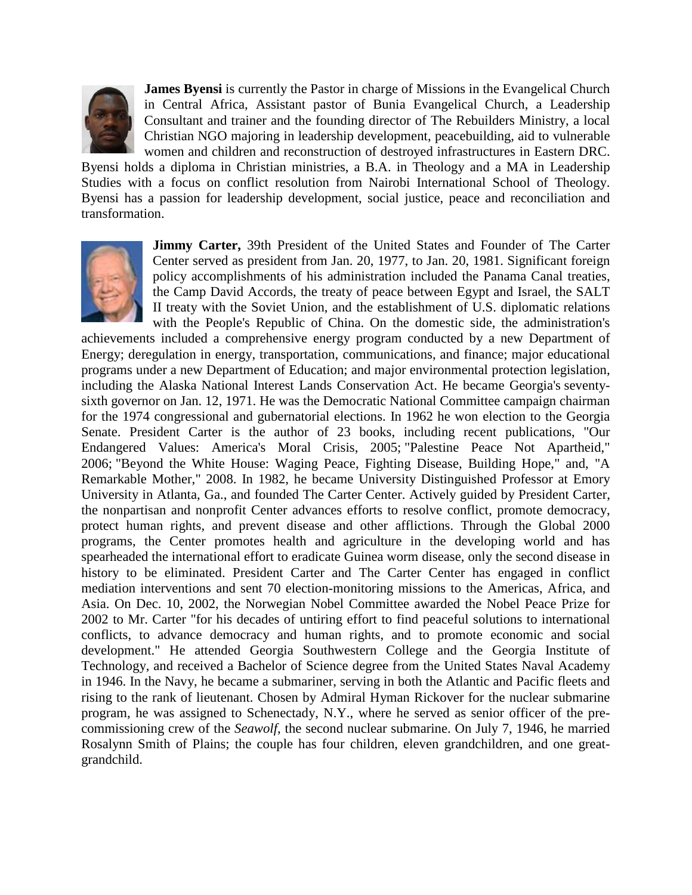**James Byensi** is currently the Pastor in charge of Missions in the Evangelical Church in Central Africa, Assistant pastor of Bunia Evangelical Church, a Leadership Consultant and trainer and the founding director of The Rebuilders Ministry, a local Christian NGO majoring in leadership development, peacebuilding, aid to vulnerable women and children and reconstruction of destroyed infrastructures in Eastern DRC. Byensi holds a diploma in Christian ministries, a B.A. in Theology and a MA in Leadership Studies with a focus on conflict resolution from Nairobi International School of Theology. Byensi has a passion for leadership development, social justice, peace and reconciliation and transformation.

**Jimmy Carter,** 39th President of the United States and Founder of The Carter Center served as president from Jan. 20, 1977, to Jan. 20, 1981. Significant foreign policy accomplishments of his administration included the Panama Canal treaties, the Camp David Accords, the treaty of peace between Egypt and Israel, the SALT II treaty with the Soviet Union, and the establishment of U.S. diplomatic relations with the People's Republic of China. On the domestic side, the administration's achievements included a comprehensive energy program conducted by a new Department of Energy; deregulation in energy, transportation, communications, and finance; major educational programs under a new Department of Education; and major environmental protection legislation, including the Alaska National Interest Lands Conservation Act. He became Georgia's seventy-sixth governor on Jan. 12, 1971. He was the Democratic National Committee campaign chairman for the 1974 congressional and gubernatorial elections. In 1962 he won election to the Georgia Senate. President Carter is the author of 23 books, including recent publications, "Our Endangered Values: America's Moral Crisis, 2005; "Palestine Peace Not Apartheid," 2006; "Beyond the White House: Waging Peace, Fighting Disease, Building Hope," and, "A Remarkable Mother," 2008. In 1982, he became University Distinguished Professor at Emory University in Atlanta, Ga., and founded The Carter Center. Actively guided by President Carter, the nonpartisan and nonprofit Center advances efforts to resolve conflict, promote democracy, protect human rights, and prevent disease and other afflictions. Through the Global 2000 programs, the Center promotes health and agriculture in the developing world and has spearheaded the international effort to eradicate Guinea worm disease, only the second disease in history to be eliminated. President Carter and The Carter Center has engaged in conflict mediation interventions and sent 70 election-monitoring missions to the Americas, Africa, and Asia. On Dec. 10, 2002, the Norwegian Nobel Committee awarded the Nobel Peace Prize for 2002 to Mr. Carter "for his decades of untiring effort to find peaceful solutions to international conflicts, to advance democracy and human rights, and to promote economic and social development." He attended Georgia Southwestern College and the Georgia Institute of Technology, and received a Bachelor of Science degree from the United States Naval Academy in 1946. In the Navy, he became a submariner, serving in both the Atlantic and Pacific fleets and rising to the rank of lieutenant. Chosen by Admiral Hyman Rickover for the nuclear submarine program, he was assigned to Schenectady, N.Y., where he served as senior officer of the pre-commissioning crew of the *Seawolf*, the second nuclear submarine. On July 7, 1946, he married Rosalynn Smith of Plains; the couple has four children, eleven grandchildren, and one great-grandchild.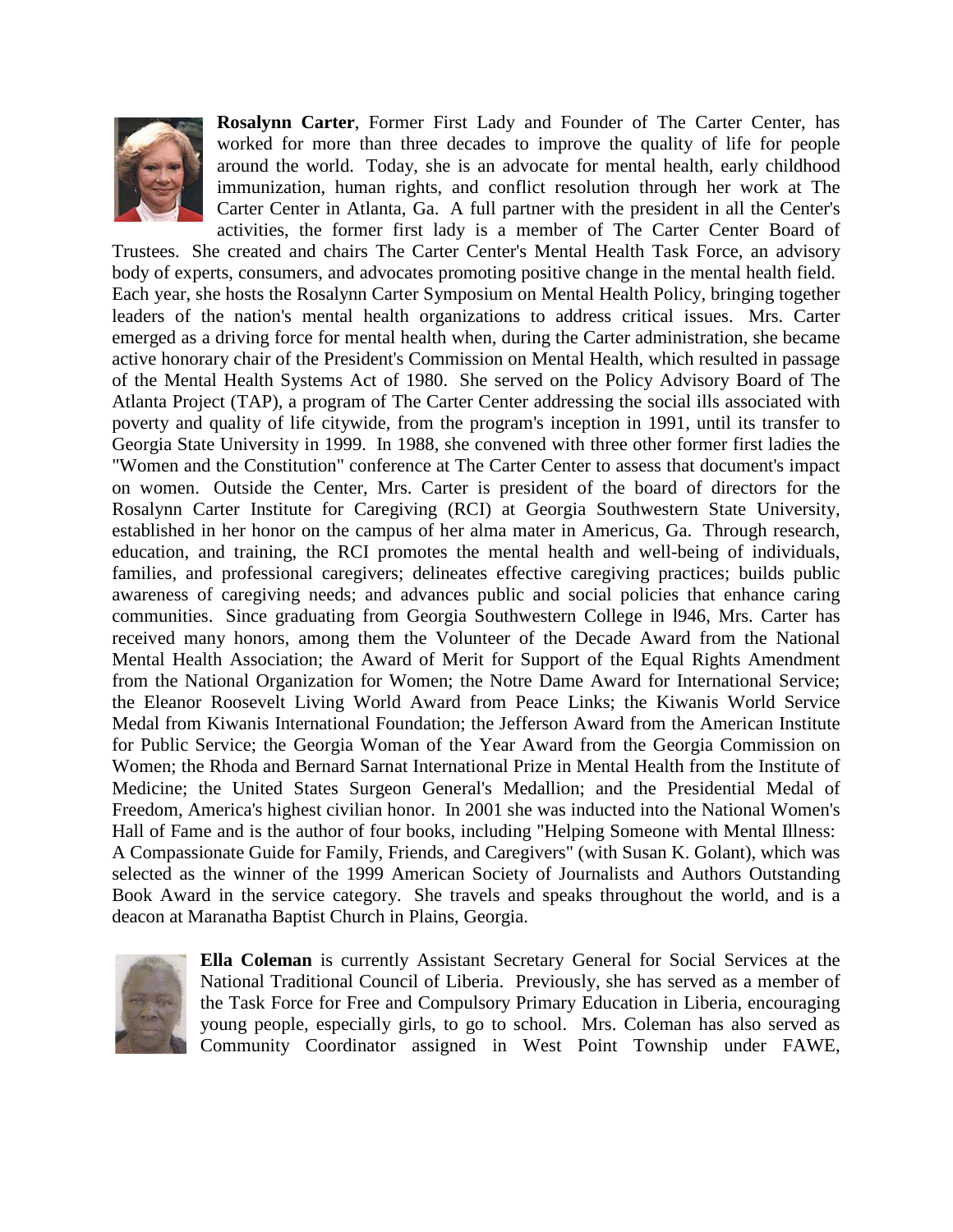**Rosalynn Carter**, Former First Lady and Founder of The Carter Center, has worked for more than three decades to improve the quality of life for people around the world. Today, she is an advocate for mental health, early childhood immunization, human rights, and conflict resolution through her work at The Carter Center in Atlanta, Ga. A full partner with the president in all the Center's activities, the former first lady is a member of The Carter Center Board of Trustees. She created and chairs The Carter Center's Mental Health Task Force, an advisory body of experts, consumers, and advocates promoting positive change in the mental health field. Each year, she hosts the Rosalynn Carter Symposium on Mental Health Policy, bringing together leaders of the nation's mental health organizations to address critical issues. Mrs. Carter emerged as a driving force for mental health when, during the Carter administration, she became active honorary chair of the President's Commission on Mental Health, which resulted in passage of the Mental Health Systems Act of 1980. She served on the Policy Advisory Board of The Atlanta Project (TAP), a program of The Carter Center addressing the social ills associated with poverty and quality of life citywide, from the program's inception in 1991, until its transfer to Georgia State University in 1999. In 1988, she convened with three other former first ladies the "Women and the Constitution" conference at The Carter Center to assess that document's impact on women. Outside the Center, Mrs. Carter is president of the board of directors for the Rosalynn Carter Institute for Caregiving (RCI) at Georgia Southwestern State University, established in her honor on the campus of her alma mater in Americus, Ga. Through research, education, and training, the RCI promotes the mental health and well-being of individuals, families, and professional caregivers; delineates effective caregiving practices; builds public awareness of caregiving needs; and advances public and social policies that enhance caring communities. Since graduating from Georgia Southwestern College in l946, Mrs. Carter has received many honors, among them the Volunteer of the Decade Award from the National Mental Health Association; the Award of Merit for Support of the Equal Rights Amendment from the National Organization for Women; the Notre Dame Award for International Service; the Eleanor Roosevelt Living World Award from Peace Links; the Kiwanis World Service Medal from Kiwanis International Foundation; the Jefferson Award from the American Institute for Public Service; the Georgia Woman of the Year Award from the Georgia Commission on Women; the Rhoda and Bernard Sarnat International Prize in Mental Health from the Institute of Medicine; the United States Surgeon General's Medallion; and the Presidential Medal of Freedom, America's highest civilian honor. In 2001 she was inducted into the National Women's Hall of Fame and is the author of four books, including "Helping Someone with Mental Illness: A Compassionate Guide for Family, Friends, and Caregivers" (with Susan K. Golant), which was selected as the winner of the 1999 American Society of Journalists and Authors Outstanding Book Award in the service category. She travels and speaks throughout the world, and is a deacon at Maranatha Baptist Church in Plains, Georgia.

**Ella Coleman** is currently Assistant Secretary General for Social Services at the National Traditional Council of Liberia. Previously, she has served as a member of the Task Force for Free and Compulsory Primary Education in Liberia, encouraging young people, especially girls, to go to school. Mrs. Coleman has also served as Community Coordinator assigned in West Point Township under FAWE,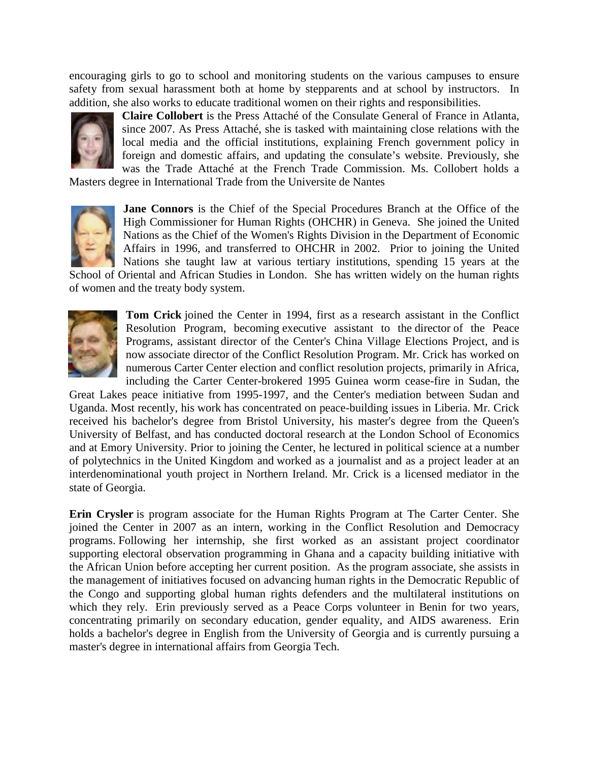encouraging girls to go to school and monitoring students on the various campuses to ensure safety from sexual harassment both at home by stepparents and at school by instructors. In addition, she also works to educate traditional women on their rights and responsibilities.

**Claire Collobert** is the Press Attaché of the Consulate General of France in Atlanta, since 2007. As Press Attaché, she is tasked with maintaining close relations with the local media and the official institutions, explaining French government policy in foreign and domestic affairs, and updating the consulate's website. Previously, she was the Trade Attaché at the French Trade Commission. Ms. Collobert holds a Masters degree in International Trade from the Universite de Nantes

**Jane Connors** is the Chief of the Special Procedures Branch at the Office of the High Commissioner for Human Rights (OHCHR) in Geneva. She joined the United Nations as the Chief of the Women's Rights Division in the Department of Economic Affairs in 1996, and transferred to OHCHR in 2002. Prior to joining the United Nations she taught law at various tertiary institutions, spending 15 years at the School of Oriental and African Studies in London. She has written widely on the human rights of women and the treaty body system.

**Tom Crick** joined the Center in 1994, first as a research assistant in the Conflict Resolution Program, becoming executive assistant to the director of the Peace Programs, assistant director of the Center's China Village Elections Project, and is now associate director of the Conflict Resolution Program. Mr. Crick has worked on numerous Carter Center election and conflict resolution projects, primarily in Africa, including the Carter Center-brokered 1995 Guinea worm cease-fire in Sudan, the Great Lakes peace initiative from 1995-1997, and the Center's mediation between Sudan and Uganda. Most recently, his work has concentrated on peace-building issues in Liberia. Mr. Crick received his bachelor's degree from Bristol University, his master's degree from the Queen's University of Belfast, and has conducted doctoral research at the London School of Economics and at Emory University. Prior to joining the Center, he lectured in political science at a number of polytechnics in the United Kingdom and worked as a journalist and as a project leader at an interdenominational youth project in Northern Ireland. Mr. Crick is a licensed mediator in the state of Georgia.

**Erin Crysler** is program associate for the Human Rights Program at The Carter Center. She joined the Center in 2007 as an intern, working in the Conflict Resolution and Democracy programs. Following her internship, she first worked as an assistant project coordinator supporting electoral observation programming in Ghana and a capacity building initiative with the African Union before accepting her current position. As the program associate, she assists in the management of initiatives focused on advancing human rights in the Democratic Republic of the Congo and supporting global human rights defenders and the multilateral institutions on which they rely. Erin previously served as a Peace Corps volunteer in Benin for two years, concentrating primarily on secondary education, gender equality, and AIDS awareness. Erin holds a bachelor's degree in English from the University of Georgia and is currently pursuing a master's degree in international affairs from Georgia Tech.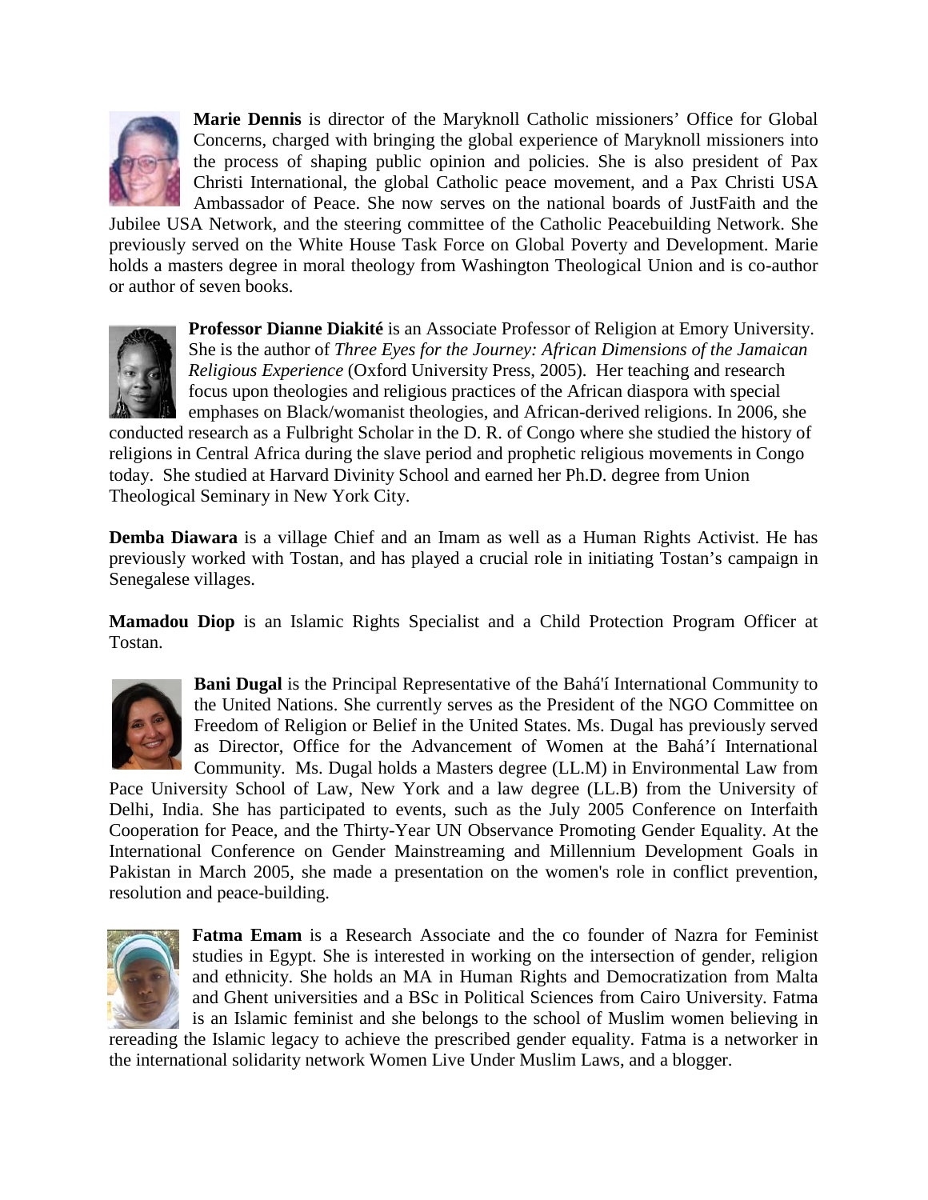**Marie Dennis** is director of the Maryknoll Catholic missioners' Office for Global Concerns, charged with bringing the global experience of Maryknoll missioners into the process of shaping public opinion and policies. She is also president of Pax Christi International, the global Catholic peace movement, and a Pax Christi USA Ambassador of Peace. She now serves on the national boards of JustFaith and the Jubilee USA Network, and the steering committee of the Catholic Peacebuilding Network. She previously served on the White House Task Force on Global Poverty and Development. Marie holds a masters degree in moral theology from Washington Theological Union and is co-author or author of seven books.

**Professor Dianne Diakité** is an Associate Professor of Religion at Emory University. She is the author of *Three Eyes for the Journey: African Dimensions of the Jamaican Religious Experience* (Oxford University Press, 2005). Her teaching and research focus upon theologies and religious practices of the African diaspora with special emphases on Black/womanist theologies, and African-derived religions. In 2006, she conducted research as a Fulbright Scholar in the D. R. of Congo where she studied the history of religions in Central Africa during the slave period and prophetic religious movements in Congo today. She studied at Harvard Divinity School and earned her Ph.D. degree from Union Theological Seminary in New York City.

**Demba Diawara** is a village Chief and an Imam as well as a Human Rights Activist. He has previously worked with Tostan, and has played a crucial role in initiating Tostan's campaign in Senegalese villages.

**Mamadou Diop** is an Islamic Rights Specialist and a Child Protection Program Officer at Tostan.

**Bani Dugal** is the Principal Representative of the Bahá'í International Community to the United Nations. She currently serves as the President of the NGO Committee on Freedom of Religion or Belief in the United States. Ms. Dugal has previously served as Director, Office for the Advancement of Women at the Bahá'í International Community. Ms. Dugal holds a Masters degree (LL.M) in Environmental Law from Pace University School of Law, New York and a law degree (LL.B) from the University of Delhi, India. She has participated to events, such as the July 2005 Conference on Interfaith Cooperation for Peace, and the Thirty-Year UN Observance Promoting Gender Equality. At the International Conference on Gender Mainstreaming and Millennium Development Goals in Pakistan in March 2005, she made a presentation on the women's role in conflict prevention, resolution and peace-building.

**Fatma Emam** is a Research Associate and the co founder of Nazra for Feminist studies in Egypt. She is interested in working on the intersection of gender, religion and ethnicity. She holds an MA in Human Rights and Democratization from Malta and Ghent universities and a BSc in Political Sciences from Cairo University. Fatma is an Islamic feminist and she belongs to the school of Muslim women believing in rereading the Islamic legacy to achieve the prescribed gender equality. Fatma is a networker in the international solidarity network Women Live Under Muslim Laws, and a blogger.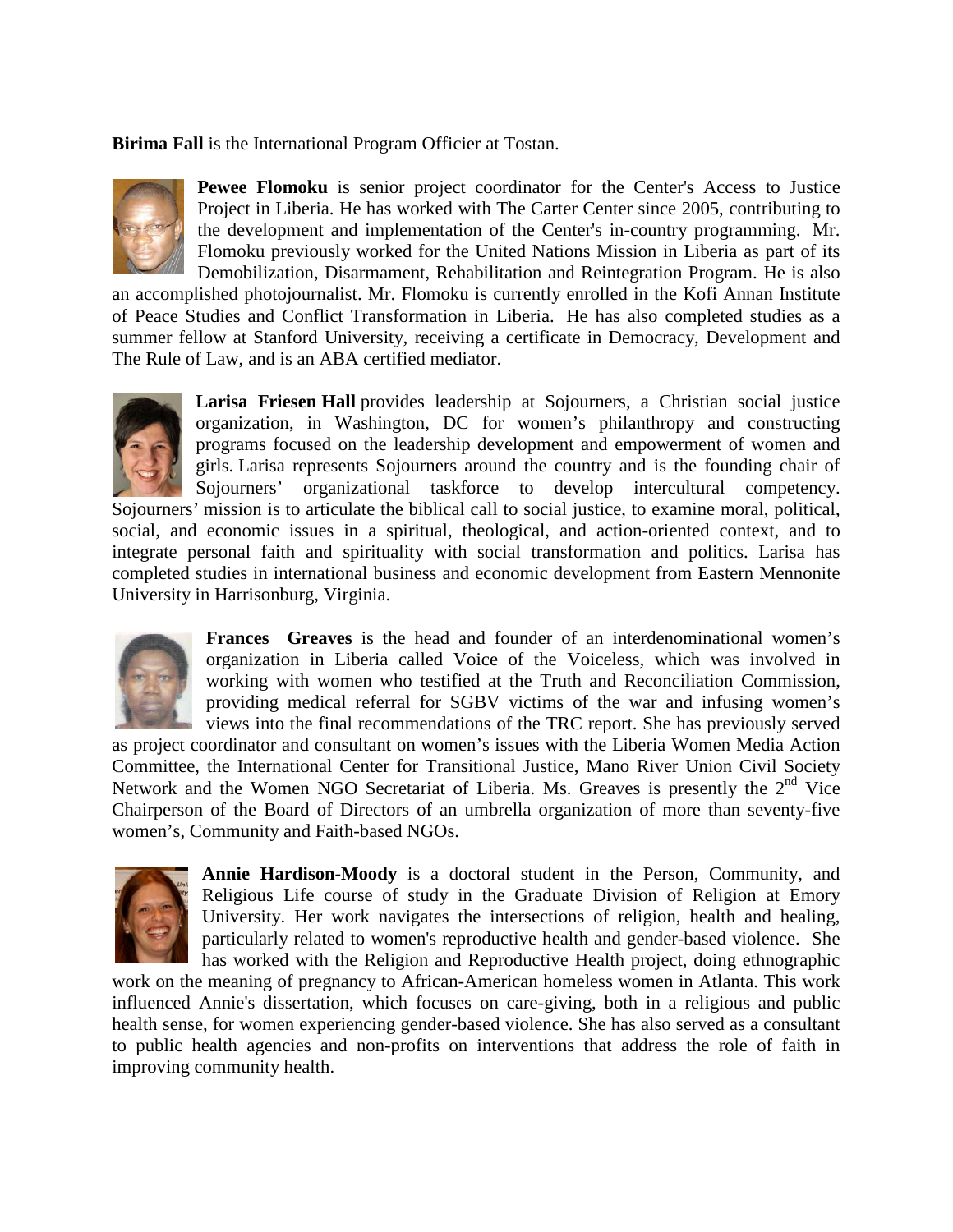**Birima Fall** is the International Program Officer at Tostan.

**Pewee Flomoku** is senior project coordinator for the Center's Access to Justice Project in Liberia. He has worked with The Carter Center since 2005, contributing to the development and implementation of the Center's in-country programming. Mr. Flomoku previously worked for the United Nations Mission in Liberia as part of its Demobilization, Disarmament, Rehabilitation and Reintegration Program. He is also an accomplished photojournalist. Mr. Flomoku is currently enrolled in the Kofi Annan Institute of Peace Studies and Conflict Transformation in Liberia. He has also completed studies as a summer fellow at Stanford University, receiving a certificate in Democracy, Development and The Rule of Law, and is an ABA certified mediator.

**Larisa Friesen Hall** provides leadership at Sojourners, a Christian social justice organization, in Washington, DC for women's philanthropy and constructing programs focused on the leadership development and empowerment of women and girls. Larisa represents Sojourners around the country and is the founding chair of Sojourners' organizational taskforce to develop intercultural competency. Sojourners' mission is to articulate the biblical call to social justice, to examine moral, political, social, and economic issues in a spiritual, theological, and action-oriented context, and to integrate personal faith and spirituality with social transformation and politics. Larisa has completed studies in international business and economic development from Eastern Mennonite University in Harrisonburg, Virginia.

**Frances Greaves** is the head and founder of an interdenominational women's organization in Liberia called Voice of the Voiceless, which was involved in working with women who testified at the Truth and Reconciliation Commission, providing medical referral for SGBV victims of the war and infusing women's views into the final recommendations of the TRC report. She has previously served as project coordinator and consultant on women's issues with the Liberia Women Media Action Committee, the International Center for Transitional Justice, Mano River Union Civil Society Network and the Women NGO Secretariat of Liberia. Ms. Greaves is presently the 2nd Vice Chairperson of the Board of Directors of an umbrella organization of more than seventy-five women's, Community and Faith-based NGOs.

**Annie Hardison-Moody** is a doctoral student in the Person, Community, and Religious Life course of study in the Graduate Division of Religion at Emory University. Her work navigates the intersections of religion, health and healing, particularly related to women's reproductive health and gender-based violence. She has worked with the Religion and Reproductive Health project, doing ethnographic work on the meaning of pregnancy to African-American homeless women in Atlanta. This work influenced Annie's dissertation, which focuses on care-giving, both in a religious and public health sense, for women experiencing gender-based violence. She has also served as a consultant to public health agencies and non-profits on interventions that address the role of faith in improving community health.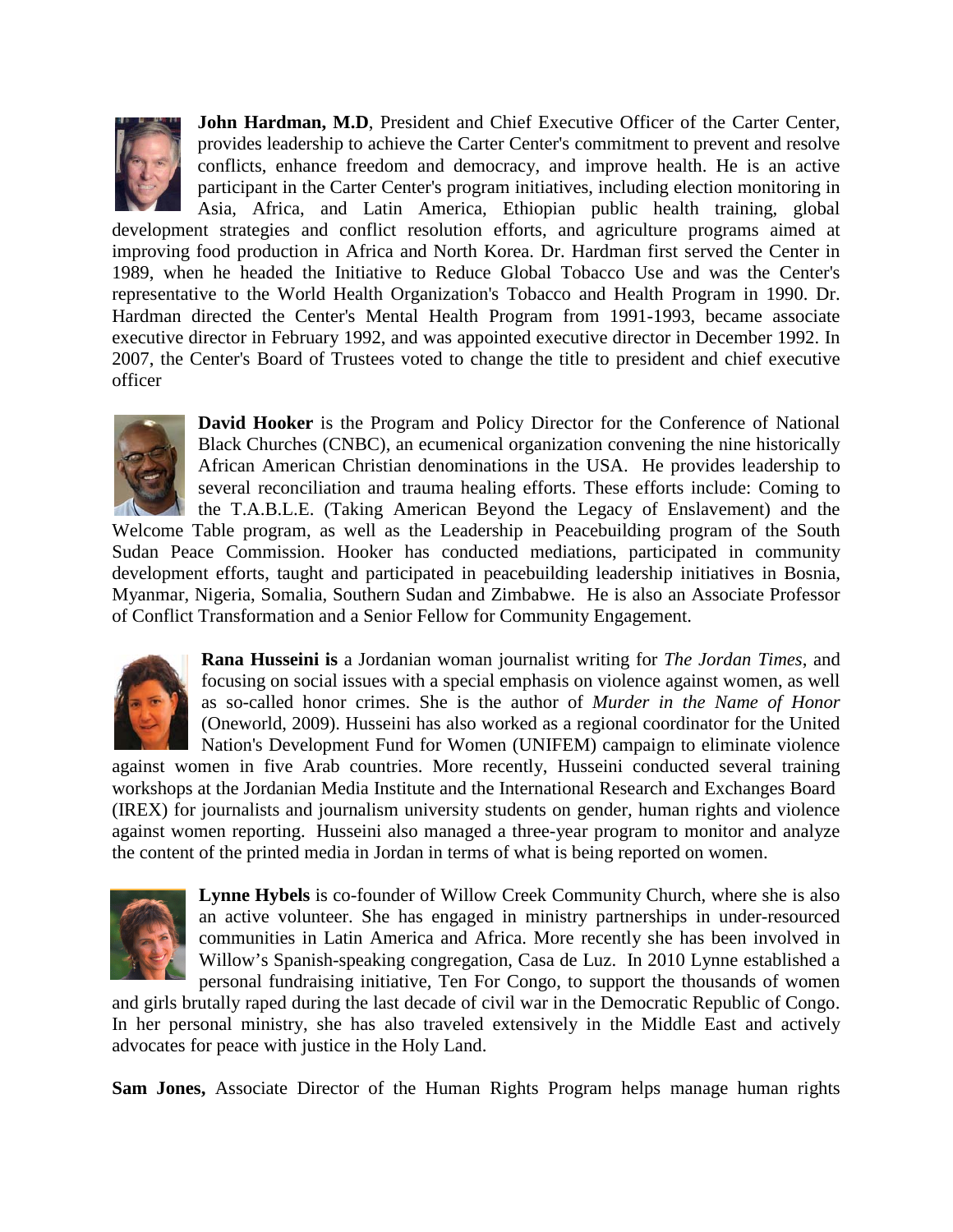**John Hardman, M.D**, President and Chief Executive Officer of the Carter Center, provides leadership to achieve the Carter Center's commitment to prevent and resolve conflicts, enhance freedom and democracy, and improve health. He is an active participant in the Carter Center's program initiatives, including election monitoring in Asia, Africa, and Latin America, Ethiopian public health training, global development strategies and conflict resolution efforts, and agriculture programs aimed at improving food production in Africa and North Korea. Dr. Hardman first served the Center in 1989, when he headed the Initiative to Reduce Global Tobacco Use and was the Center's representative to the World Health Organization's Tobacco and Health Program in 1990. Dr. Hardman directed the Center's Mental Health Program from 1991-1993, became associate executive director in February 1992, and was appointed executive director in December 1992. In 2007, the Center's Board of Trustees voted to change the title to president and chief executive officer

**David Hooker** is the Program and Policy Director for the Conference of National Black Churches (CNBC), an ecumenical organization convening the nine historically African American Christian denominations in the USA. He provides leadership to several reconciliation and trauma healing efforts. These efforts include: Coming to the T.A.B.L.E. (Taking American Beyond the Legacy of Enslavement) and the Welcome Table program, as well as the Leadership in Peacebuilding program of the South Sudan Peace Commission. Hooker has conducted mediations, participated in community development efforts, taught and participated in peacebuilding leadership initiatives in Bosnia, Myanmar, Nigeria, Somalia, Southern Sudan and Zimbabwe. He is also an Associate Professor of Conflict Transformation and a Senior Fellow for Community Engagement.

**Rana Husseini is** a Jordanian woman journalist writing for *The Jordan Times*, and focusing on social issues with a special emphasis on violence against women, as well as so-called honor crimes. She is the author of *Murder in the Name of Honor* (Oneworld, 2009). Husseini has also worked as a regional coordinator for the United Nation's Development Fund for Women (UNIFEM) campaign to eliminate violence against women in five Arab countries. More recently, Husseini conducted several training workshops at the Jordanian Media Institute and the International Research and Exchanges Board (IREX) for journalists and journalism university students on gender, human rights and violence against women reporting. Husseini also managed a three-year program to monitor and analyze the content of the printed media in Jordan in terms of what is being reported on women.

**Lynne Hybels** is co-founder of Willow Creek Community Church, where she is also an active volunteer. She has engaged in ministry partnerships in under-resourced communities in Latin America and Africa. More recently she has been involved in Willow's Spanish-speaking congregation, Casa de Luz. In 2010 Lynne established a personal fundraising initiative, Ten For Congo, to support the thousands of women and girls brutally raped during the last decade of civil war in the Democratic Republic of Congo. In her personal ministry, she has also traveled extensively in the Middle East and actively advocates for peace with justice in the Holy Land.

**Sam Jones,** Associate Director of the Human Rights Program helps manage human rights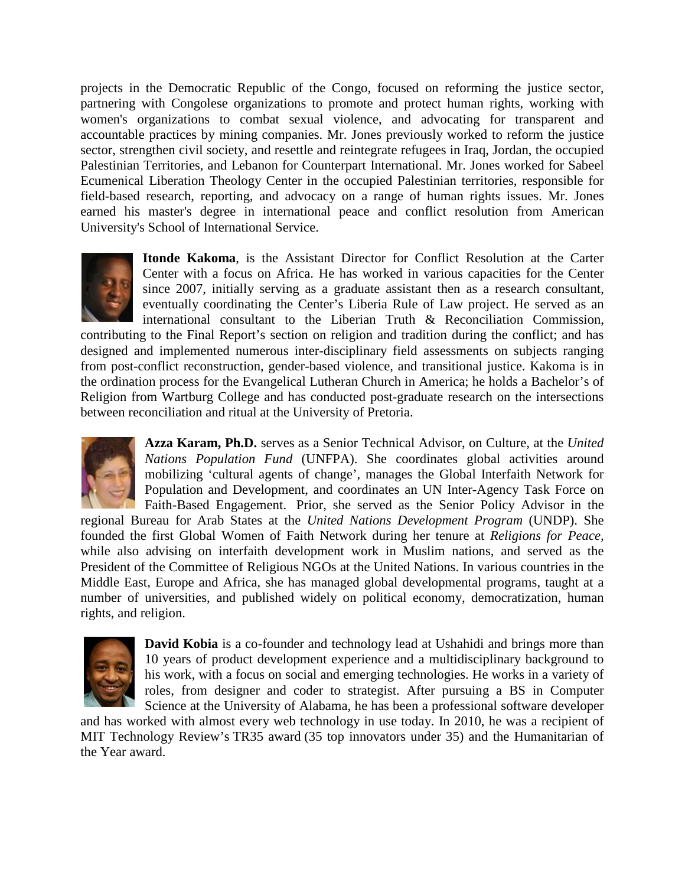projects in the Democratic Republic of the Congo, focused on reforming the justice sector, partnering with Congolese organizations to promote and protect human rights, working with women's organizations to combat sexual violence, and advocating for transparent and accountable practices by mining companies. Mr. Jones previously worked to reform the justice sector, strengthen civil society, and resettle and reintegrate refugees in Iraq, Jordan, the occupied Palestinian Territories, and Lebanon for Counterpart International. Mr. Jones worked for Sabeel Ecumenical Liberation Theology Center in the occupied Palestinian territories, responsible for field-based research, reporting, and advocacy on a range of human rights issues. Mr. Jones earned his master's degree in international peace and conflict resolution from American University's School of International Service.

**Itonde Kakoma**, is the Assistant Director for Conflict Resolution at the Carter Center with a focus on Africa. He has worked in various capacities for the Center since 2007, initially serving as a graduate assistant then as a research consultant, eventually coordinating the Center's Liberia Rule of Law project. He served as an international consultant to the Liberian Truth & Reconciliation Commission, contributing to the Final Report's section on religion and tradition during the conflict; and has designed and implemented numerous inter-disciplinary field assessments on subjects ranging from post-conflict reconstruction, gender-based violence, and transitional justice. Kakoma is in the ordination process for the Evangelical Lutheran Church in America; he holds a Bachelor's of Religion from Wartburg College and has conducted post-graduate research on the intersections between reconciliation and ritual at the University of Pretoria.

**Azza Karam, Ph.D.** serves as a Senior Technical Advisor, on Culture, at the *United Nations Population Fund* (UNFPA). She coordinates global activities around mobilizing 'cultural agents of change', manages the Global Interfaith Network for Population and Development, and coordinates an UN Inter-Agency Task Force on Faith-Based Engagement. Prior, she served as the Senior Policy Advisor in the regional Bureau for Arab States at the *United Nations Development Program* (UNDP). She founded the first Global Women of Faith Network during her tenure at *Religions for Peace,* while also advising on interfaith development work in Muslim nations, and served as the President of the Committee of Religious NGOs at the United Nations. In various countries in the Middle East, Europe and Africa, she has managed global developmental programs, taught at a number of universities, and published widely on political economy, democratization, human rights, and religion.

**David Kobia** is a co-founder and technology lead at Ushahidi and brings more than 10 years of product development experience and a multidisciplinary background to his work, with a focus on social and emerging technologies. He works in a variety of roles, from designer and coder to strategist. After pursuing a BS in Computer Science at the University of Alabama, he has been a professional software developer and has worked with almost every web technology in use today. In 2010, he was a recipient of MIT Technology Review's TR35 award (35 top innovators under 35) and the Humanitarian of the Year award.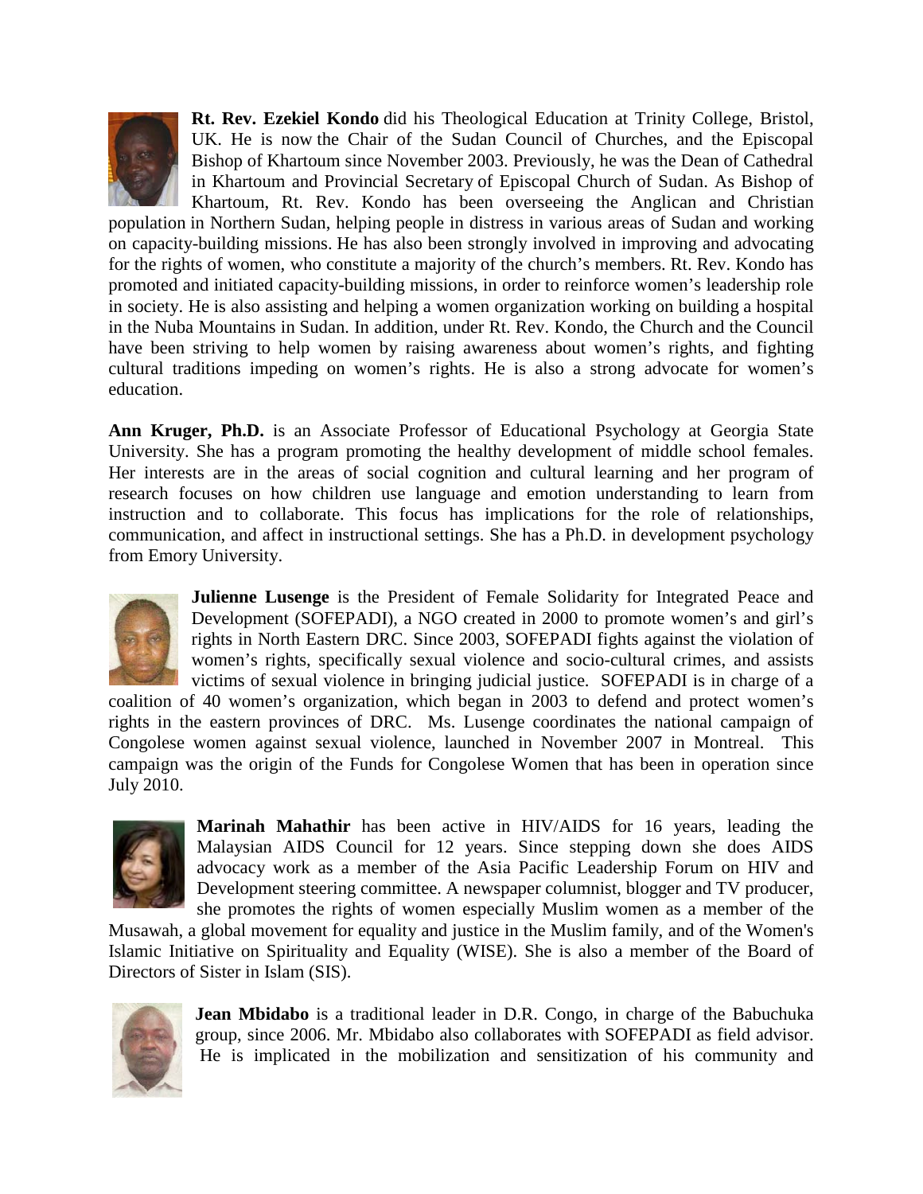**Rt. Rev. Ezekiel Kondo** did his Theological Education at Trinity College, Bristol, UK. He is now the Chair of the Sudan Council of Churches, and the Episcopal Bishop of Khartoum since November 2003. Previously, he was the Dean of Cathedral in Khartoum and Provincial Secretary of Episcopal Church of Sudan. As Bishop of Khartoum, Rt. Rev. Kondo has been overseeing the Anglican and Christian population in Northern Sudan, helping people in distress in various areas of Sudan and working on capacity-building missions. He has also been strongly involved in improving and advocating for the rights of women, who constitute a majority of the church's members. Rt. Rev. Kondo has promoted and initiated capacity-building missions, in order to reinforce women's leadership role in society. He is also assisting and helping a women organization working on building a hospital in the Nuba Mountains in Sudan. In addition, under Rt. Rev. Kondo, the Church and the Council have been striving to help women by raising awareness about women's rights, and fighting cultural traditions impeding on women's rights. He is also a strong advocate for women's education.

**Ann Kruger, Ph.D.** is an Associate Professor of Educational Psychology at Georgia State University. She has a program promoting the healthy development of middle school females. Her interests are in the areas of social cognition and cultural learning and her program of research focuses on how children use language and emotion understanding to learn from instruction and to collaborate. This focus has implications for the role of relationships, communication, and affect in instructional settings. She has a Ph.D. in development psychology from Emory University.

**Julienne Lusenge** is the President of Female Solidarity for Integrated Peace and Development (SOFEPADI), a NGO created in 2000 to promote women's and girl's rights in North Eastern DRC. Since 2003, SOFEPADI fights against the violation of women's rights, specifically sexual violence and socio-cultural crimes, and assists victims of sexual violence in bringing judicial justice. SOFEPADI is in charge of a coalition of 40 women's organization, which began in 2003 to defend and protect women's rights in the eastern provinces of DRC. Ms. Lusenge coordinates the national campaign of Congolese women against sexual violence, launched in November 2007 in Montreal. This campaign was the origin of the Funds for Congolese Women that has been in operation since July 2010.

**Marinah Mahathir** has been active in HIV/AIDS for 16 years, leading the Malaysian AIDS Council for 12 years. Since stepping down she does AIDS advocacy work as a member of the Asia Pacific Leadership Forum on HIV and Development steering committee. A newspaper columnist, blogger and TV producer, she promotes the rights of women especially Muslim women as a member of the Musawah, a global movement for equality and justice in the Muslim family, and of the Women's Islamic Initiative on Spirituality and Equality (WISE). She is also a member of the Board of Directors of Sister in Islam (SIS).

**Jean Mbidabo** is a traditional leader in D.R. Congo, in charge of the Babuchuka group, since 2006. Mr. Mbidabo also collaborates with SOFEPADI as field advisor. He is implicated in the mobilization and sensitization of his community and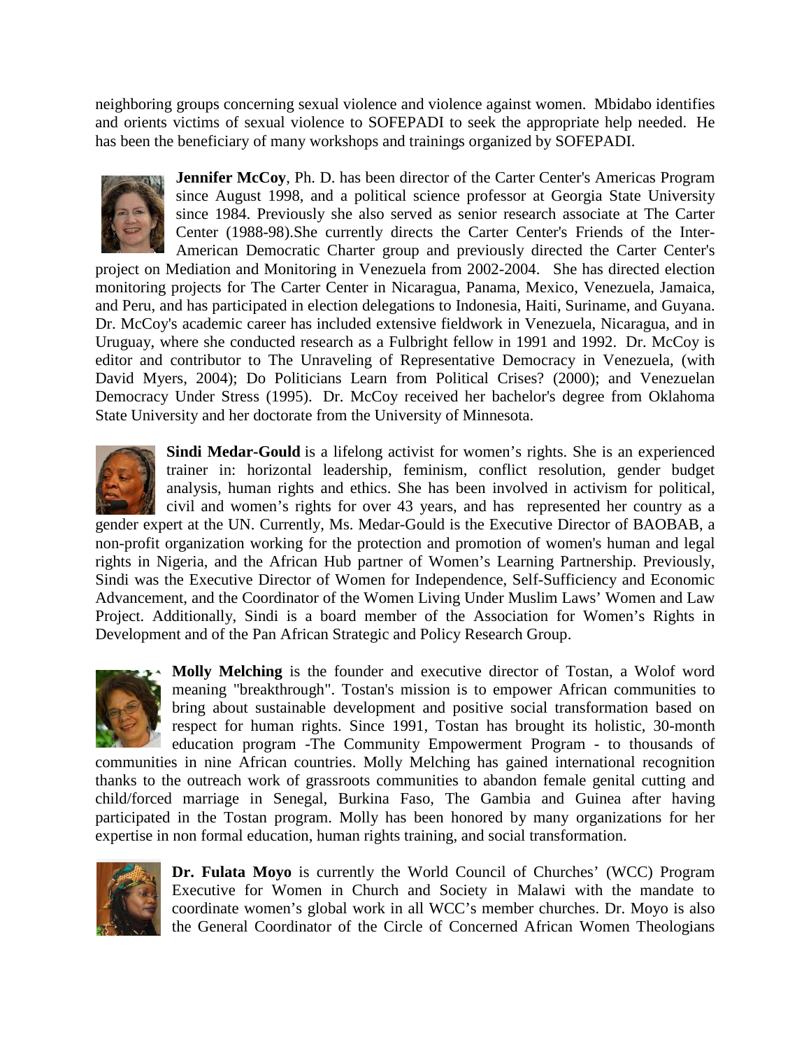neighboring groups concerning sexual violence and violence against women. Mbidabo identifies and orients victims of sexual violence to SOFEPADI to seek the appropriate help needed. He has been the beneficiary of many workshops and trainings organized by SOFEPADI.

**Jennifer McCoy**, Ph. D. has been director of the Carter Center's Americas Program since August 1998, and a political science professor at Georgia State University since 1984. Previously she also served as senior research associate at The Carter Center (1988-98).She currently directs the Carter Center's Friends of the Inter-American Democratic Charter group and previously directed the Carter Center's project on Mediation and Monitoring in Venezuela from 2002-2004. She has directed election monitoring projects for The Carter Center in Nicaragua, Panama, Mexico, Venezuela, Jamaica, and Peru, and has participated in election delegations to Indonesia, Haiti, Suriname, and Guyana. Dr. McCoy's academic career has included extensive fieldwork in Venezuela, Nicaragua, and in Uruguay, where she conducted research as a Fulbright fellow in 1991 and 1992. Dr. McCoy is editor and contributor to The Unraveling of Representative Democracy in Venezuela, (with David Myers, 2004); Do Politicians Learn from Political Crises? (2000); and Venezuelan Democracy Under Stress (1995). Dr. McCoy received her bachelor's degree from Oklahoma State University and her doctorate from the University of Minnesota.

**Sindi Medar-Gould** is a lifelong activist for women's rights. She is an experienced trainer in: horizontal leadership, feminism, conflict resolution, gender budget analysis, human rights and ethics. She has been involved in activism for political, civil and women's rights for over 43 years, and has represented her country as a gender expert at the UN. Currently, Ms. Medar-Gould is the Executive Director of BAOBAB, a non-profit organization working for the protection and promotion of women's human and legal rights in Nigeria, and the African Hub partner of Women's Learning Partnership. Previously, Sindi was the Executive Director of Women for Independence, Self-Sufficiency and Economic Advancement, and the Coordinator of the Women Living Under Muslim Laws' Women and Law Project. Additionally, Sindi is a board member of the Association for Women's Rights in Development and of the Pan African Strategic and Policy Research Group.

**Molly Melching** is the founder and executive director of Tostan, a Wolof word meaning "breakthrough". Tostan's mission is to empower African communities to bring about sustainable development and positive social transformation based on respect for human rights. Since 1991, Tostan has brought its holistic, 30-month education program -The Community Empowerment Program - to thousands of communities in nine African countries. Molly Melching has gained international recognition thanks to the outreach work of grassroots communities to abandon female genital cutting and child/forced marriage in Senegal, Burkina Faso, The Gambia and Guinea after having participated in the Tostan program. Molly has been honored by many organizations for her expertise in non formal education, human rights training, and social transformation.

**Dr. Fulata Moyo** is currently the World Council of Churches' (WCC) Program Executive for Women in Church and Society in Malawi with the mandate to coordinate women's global work in all WCC's member churches. Dr. Moyo is also the General Coordinator of the Circle of Concerned African Women Theologians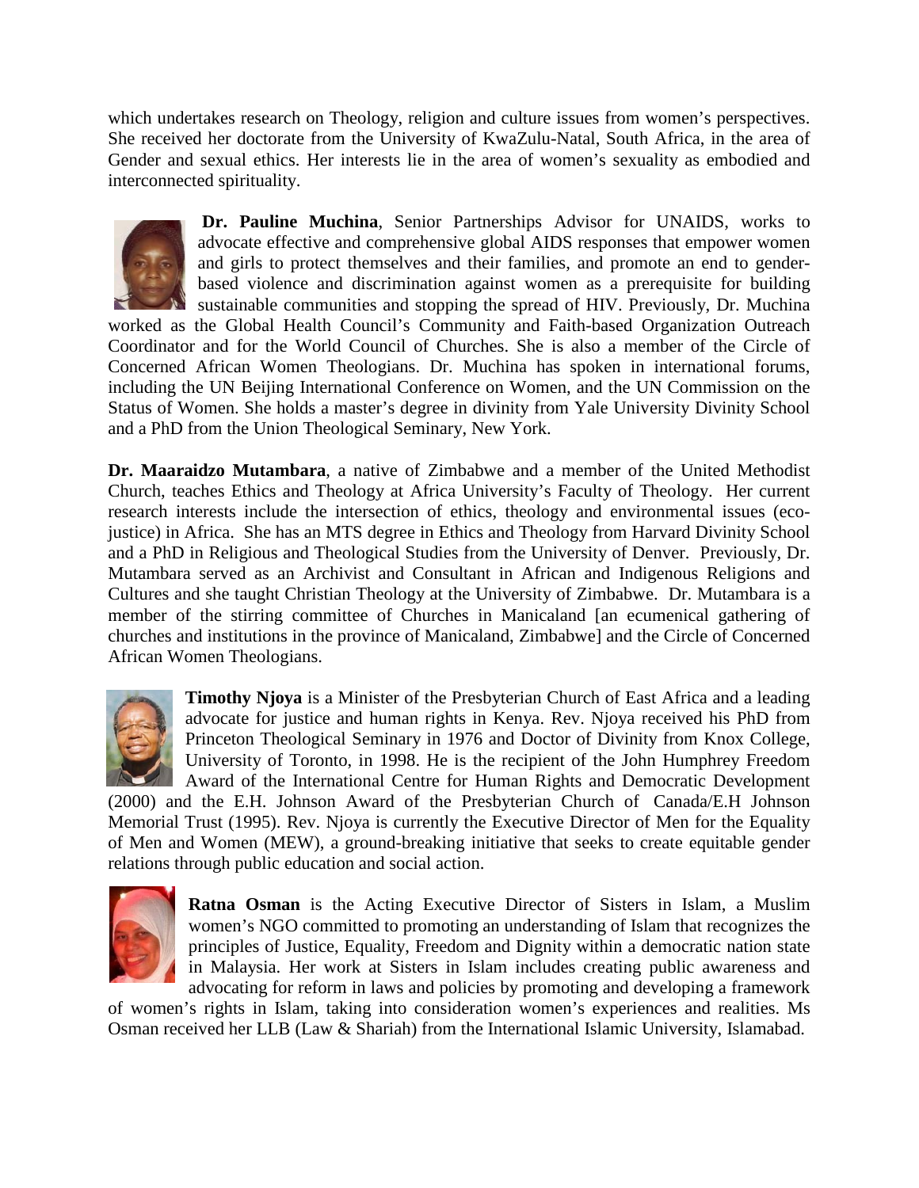which undertakes research on Theology, religion and culture issues from women's perspectives. She received her doctorate from the University of KwaZulu-Natal, South Africa, in the area of Gender and sexual ethics. Her interests lie in the area of women's sexuality as embodied and interconnected spirituality.

**Dr. Pauline Muchina**, Senior Partnerships Advisor for UNAIDS, works to advocate effective and comprehensive global AIDS responses that empower women and girls to protect themselves and their families, and promote an end to gender-based violence and discrimination against women as a prerequisite for building sustainable communities and stopping the spread of HIV. Previously, Dr. Muchina worked as the Global Health Council's Community and Faith-based Organization Outreach Coordinator and for the World Council of Churches. She is also a member of the Circle of Concerned African Women Theologians. Dr. Muchina has spoken in international forums, including the UN Beijing International Conference on Women, and the UN Commission on the Status of Women. She holds a master's degree in divinity from Yale University Divinity School and a PhD from the Union Theological Seminary, New York.

**Dr. Maaraidzo Mutambara**, a native of Zimbabwe and a member of the United Methodist Church, teaches Ethics and Theology at Africa University's Faculty of Theology. Her current research interests include the intersection of ethics, theology and environmental issues (eco-justice) in Africa. She has an MTS degree in Ethics and Theology from Harvard Divinity School and a PhD in Religious and Theological Studies from the University of Denver. Previously, Dr. Mutambara served as an Archivist and Consultant in African and Indigenous Religions and Cultures and she taught Christian Theology at the University of Zimbabwe. Dr. Mutambara is a member of the stirring committee of Churches in Manicaland [an ecumenical gathering of churches and institutions in the province of Manicaland, Zimbabwe] and the Circle of Concerned African Women Theologians.

**Timothy Njoya** is a Minister of the Presbyterian Church of East Africa and a leading advocate for justice and human rights in Kenya. Rev. Njoya received his PhD from Princeton Theological Seminary in 1976 and Doctor of Divinity from Knox College, University of Toronto, in 1998. He is the recipient of the John Humphrey Freedom Award of the International Centre for Human Rights and Democratic Development (2000) and the E.H. Johnson Award of the Presbyterian Church of Canada/E.H Johnson Memorial Trust (1995). Rev. Njoya is currently the Executive Director of Men for the Equality of Men and Women (MEW), a ground-breaking initiative that seeks to create equitable gender relations through public education and social action.

**Ratna Osman** is the Acting Executive Director of Sisters in Islam, a Muslim women's NGO committed to promoting an understanding of Islam that recognizes the principles of Justice, Equality, Freedom and Dignity within a democratic nation state in Malaysia. Her work at Sisters in Islam includes creating public awareness and advocating for reform in laws and policies by promoting and developing a framework of women's rights in Islam, taking into consideration women's experiences and realities. Ms Osman received her LLB (Law & Shariah) from the International Islamic University, Islamabad.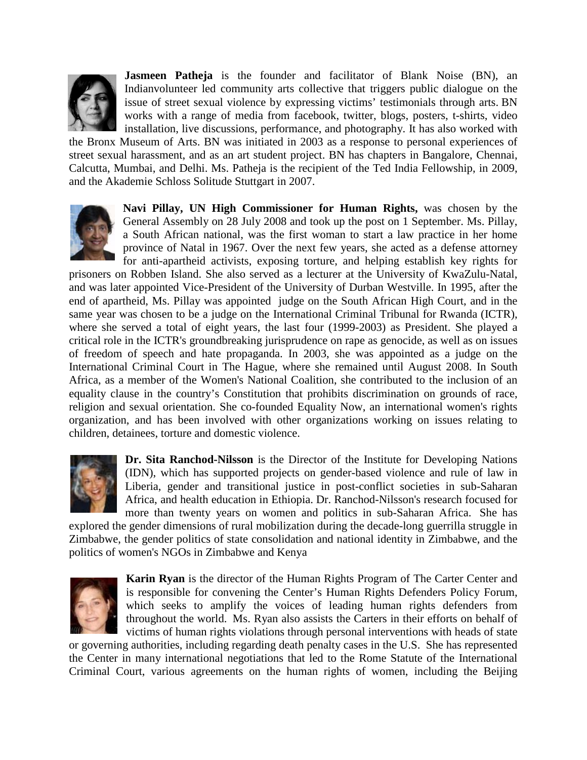**Jasmeen Patheja** is the founder and facilitator of Blank Noise (BN), an Indianvolunteer led community arts collective that triggers public dialogue on the issue of street sexual violence by expressing victims' testimonials through arts. BN works with a range of media from facebook, twitter, blogs, posters, t-shirts, video installation, live discussions, performance, and photography. It has also worked with the Bronx Museum of Arts. BN was initiated in 2003 as a response to personal experiences of street sexual harassment, and as an art student project. BN has chapters in Bangalore, Chennai, Calcutta, Mumbai, and Delhi. Ms. Patheja is the recipient of the Ted India Fellowship, in 2009, and the Akademie Schloss Solitude Stuttgart in 2007.

**Navi Pillay, UN High Commissioner for Human Rights,** was chosen by the General Assembly on 28 July 2008 and took up the post on 1 September. Ms. Pillay, a South African national, was the first woman to start a law practice in her home province of Natal in 1967. Over the next few years, she acted as a defense attorney for anti-apartheid activists, exposing torture, and helping establish key rights for prisoners on Robben Island. She also served as a lecturer at the University of KwaZulu-Natal, and was later appointed Vice-President of the University of Durban Westville. In 1995, after the end of apartheid, Ms. Pillay was appointed judge on the South African High Court, and in the same year was chosen to be a judge on the International Criminal Tribunal for Rwanda (ICTR), where she served a total of eight years, the last four (1999-2003) as President. She played a critical role in the ICTR's groundbreaking jurisprudence on rape as genocide, as well as on issues of freedom of speech and hate propaganda. In 2003, she was appointed as a judge on the International Criminal Court in The Hague, where she remained until August 2008. In South Africa, as a member of the Women's National Coalition, she contributed to the inclusion of an equality clause in the country's Constitution that prohibits discrimination on grounds of race, religion and sexual orientation. She co-founded Equality Now, an international women's rights organization, and has been involved with other organizations working on issues relating to children, detainees, torture and domestic violence.

**Dr. Sita Ranchod-Nilsson** is the Director of the Institute for Developing Nations (IDN), which has supported projects on gender-based violence and rule of law in Liberia, gender and transitional justice in post-conflict societies in sub-Saharan Africa, and health education in Ethiopia. Dr. Ranchod-Nilsson's research focused for more than twenty years on women and politics in sub-Saharan Africa. She has explored the gender dimensions of rural mobilization during the decade-long guerrilla struggle in Zimbabwe, the gender politics of state consolidation and national identity in Zimbabwe, and the politics of women's NGOs in Zimbabwe and Kenya

**Karin Ryan** is the director of the Human Rights Program of The Carter Center and is responsible for convening the Center's Human Rights Defenders Policy Forum, which seeks to amplify the voices of leading human rights defenders from throughout the world. Ms. Ryan also assists the Carters in their efforts on behalf of victims of human rights violations through personal interventions with heads of state or governing authorities, including regarding death penalty cases in the U.S. She has represented the Center in many international negotiations that led to the Rome Statute of the International Criminal Court, various agreements on the human rights of women, including the Beijing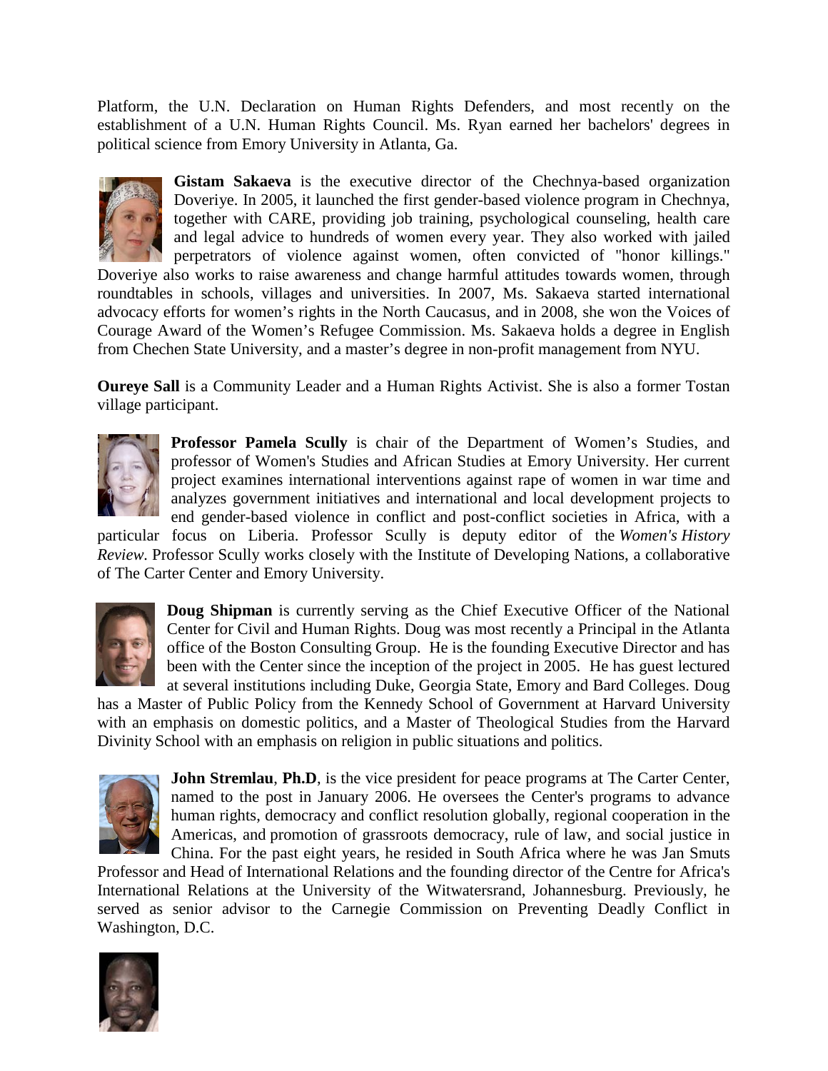Platform, the U.N. Declaration on Human Rights Defenders, and most recently on the establishment of a U.N. Human Rights Council. Ms. Ryan earned her bachelors' degrees in political science from Emory University in Atlanta, Ga.

**Gistam Sakaeva** is the executive director of the Chechnya-based organization Doveriye. In 2005, it launched the first gender-based violence program in Chechnya, together with CARE, providing job training, psychological counseling, health care and legal advice to hundreds of women every year. They also worked with jailed perpetrators of violence against women, often convicted of "honor killings." Doveriye also works to raise awareness and change harmful attitudes towards women, through roundtables in schools, villages and universities. In 2007, Ms. Sakaeva started international advocacy efforts for women's rights in the North Caucasus, and in 2008, she won the Voices of Courage Award of the Women's Refugee Commission. Ms. Sakaeva holds a degree in English from Chechen State University, and a master's degree in non-profit management from NYU.

**Oureye Sall** is a Community Leader and a Human Rights Activist. She is also a former Tostan village participant.

**Professor Pamela Scully** is chair of the Department of Women's Studies, and professor of Women's Studies and African Studies at Emory University. Her current project examines international interventions against rape of women in war time and analyzes government initiatives and international and local development projects to end gender-based violence in conflict and post-conflict societies in Africa, with a particular focus on Liberia. Professor Scully is deputy editor of the *Women's History Review*. Professor Scully works closely with the Institute of Developing Nations, a collaborative of The Carter Center and Emory University.

**Doug Shipman** is currently serving as the Chief Executive Officer of the National Center for Civil and Human Rights. Doug was most recently a Principal in the Atlanta office of the Boston Consulting Group. He is the founding Executive Director and has been with the Center since the inception of the project in 2005. He has guest lectured at several institutions including Duke, Georgia State, Emory and Bard Colleges. Doug has a Master of Public Policy from the Kennedy School of Government at Harvard University with an emphasis on domestic politics, and a Master of Theological Studies from the Harvard Divinity School with an emphasis on religion in public situations and politics.

**John Stremlau**, **Ph.D**, is the vice president for peace programs at The Carter Center, named to the post in January 2006. He oversees the Center's programs to advance human rights, democracy and conflict resolution globally, regional cooperation in the Americas, and promotion of grassroots democracy, rule of law, and social justice in China. For the past eight years, he resided in South Africa where he was Jan Smuts Professor and Head of International Relations and the founding director of the Centre for Africa's International Relations at the University of the Witwatersrand, Johannesburg. Previously, he served as senior advisor to the Carnegie Commission on Preventing Deadly Conflict in Washington, D.C.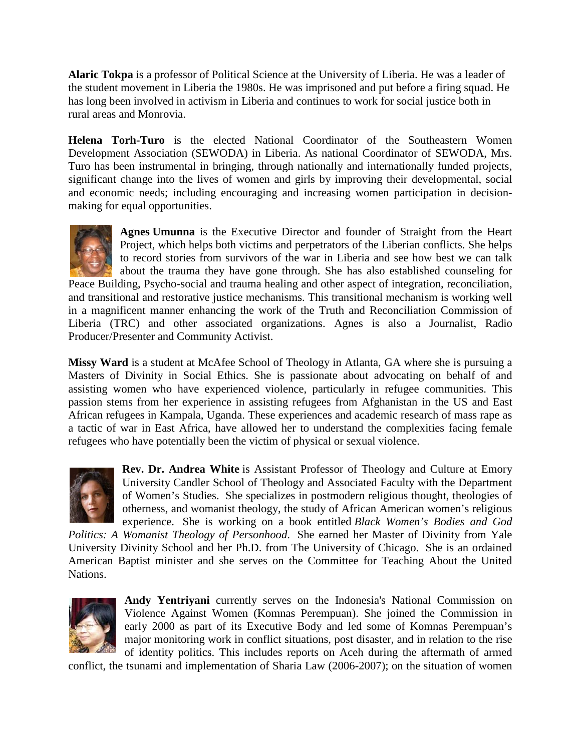**Alaric Tokpa** is a professor of Political Science at the University of Liberia. He was a leader of the student movement in Liberia the 1980s. He was imprisoned and put before a firing squad. He has long been involved in activism in Liberia and continues to work for social justice both in rural areas and Monrovia.

**Helena Torh-Turo** is the elected National Coordinator of the Southeastern Women Development Association (SEWODA) in Liberia. As national Coordinator of SEWODA, Mrs. Turo has been instrumental in bringing, through nationally and internationally funded projects, significant change into the lives of women and girls by improving their developmental, social and economic needs; including encouraging and increasing women participation in decision-making for equal opportunities.

**Agnes Umunna** is the Executive Director and founder of Straight from the Heart Project, which helps both victims and perpetrators of the Liberian conflicts. She helps to record stories from survivors of the war in Liberia and see how best we can talk about the trauma they have gone through. She has also established counseling for Peace Building, Psycho-social and trauma healing and other aspect of integration, reconciliation, and transitional and restorative justice mechanisms. This transitional mechanism is working well in a magnificent manner enhancing the work of the Truth and Reconciliation Commission of Liberia (TRC) and other associated organizations. Agnes is also a Journalist, Radio Producer/Presenter and Community Activist.

**Missy Ward** is a student at McAfee School of Theology in Atlanta, GA where she is pursuing a Masters of Divinity in Social Ethics. She is passionate about advocating on behalf of and assisting women who have experienced violence, particularly in refugee communities. This passion stems from her experience in assisting refugees from Afghanistan in the US and East African refugees in Kampala, Uganda. These experiences and academic research of mass rape as a tactic of war in East Africa, have allowed her to understand the complexities facing female refugees who have potentially been the victim of physical or sexual violence.

**Rev. Dr. Andrea White** is Assistant Professor of Theology and Culture at Emory University Candler School of Theology and Associated Faculty with the Department of Women's Studies. She specializes in postmodern religious thought, theologies of otherness, and womanist theology, the study of African American women's religious experience. She is working on a book entitled *Black Women's Bodies and God Politics: A Womanist Theology of Personhood.* She earned her Master of Divinity from Yale University Divinity School and her Ph.D. from The University of Chicago. She is an ordained American Baptist minister and she serves on the Committee for Teaching About the United Nations.

**Andy Yentriyani** currently serves on the Indonesia's National Commission on Violence Against Women (Komnas Perempuan). She joined the Commission in early 2000 as part of its Executive Body and led some of Komnas Perempuan's major monitoring work in conflict situations, post disaster, and in relation to the rise of identity politics. This includes reports on Aceh during the aftermath of armed conflict, the tsunami and implementation of Sharia Law (2006-2007); on the situation of women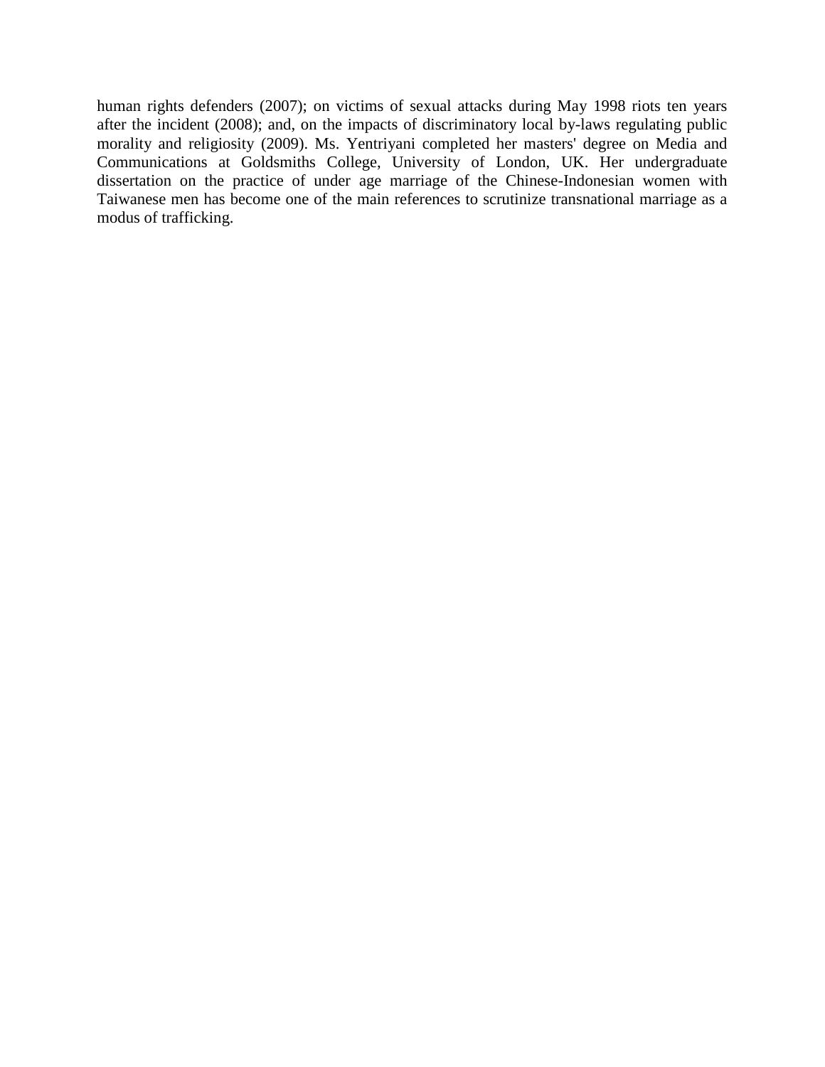human rights defenders (2007); on victims of sexual attacks during May 1998 riots ten years after the incident (2008); and, on the impacts of discriminatory local by-laws regulating public morality and religiosity (2009). Ms. Yentriyani completed her masters' degree on Media and Communications at Goldsmiths College, University of London, UK. Her undergraduate dissertation on the practice of under age marriage of the Chinese-Indonesian women with Taiwanese men has become one of the main references to scrutinize transnational marriage as a modus of trafficking.